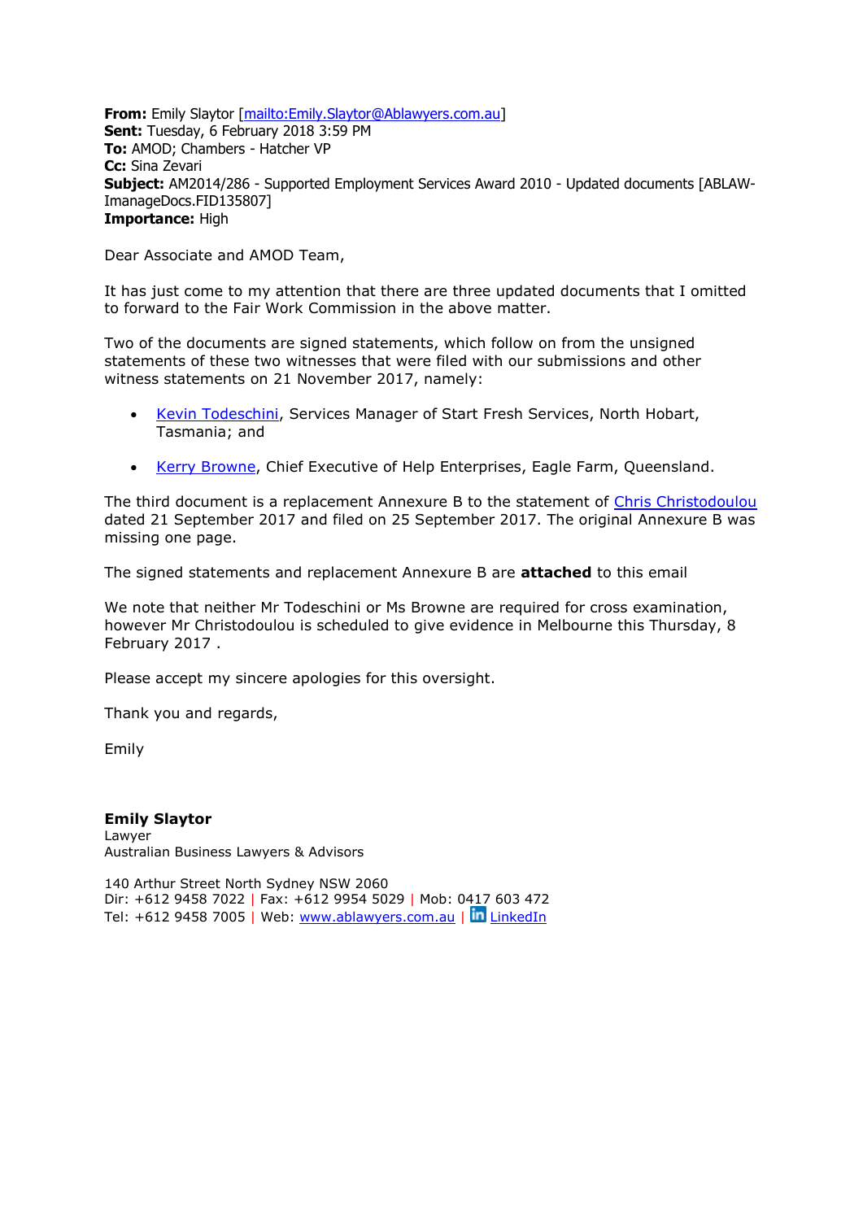**From:** Emily Slaytor [mailto:Emily.Slaytor@Ablawyers.com.au]
**Sent:** Tuesday, 6 February 2018 3:59 PM
**To:** AMOD; Chambers - Hatcher VP
**Cc:** Sina Zevari
**Subject:** AM2014/286 - Supported Employment Services Award 2010 - Updated documents [ABLAW-ImanageDocs.FID135807]
**Importance:** High

Dear Associate and AMOD Team,

It has just come to my attention that there are three updated documents that I omitted to forward to the Fair Work Commission in the above matter.

Two of the documents are signed statements, which follow on from the unsigned statements of these two witnesses that were filed with our submissions and other witness statements on 21 November 2017, namely:

- Kevin Todeschini, Services Manager of Start Fresh Services, North Hobart, Tasmania; and
- Kerry Browne, Chief Executive of Help Enterprises, Eagle Farm, Queensland.

The third document is a replacement Annexure B to the statement of Chris Christodoulou dated 21 September 2017 and filed on 25 September 2017. The original Annexure B was missing one page.

The signed statements and replacement Annexure B are **attached** to this email

We note that neither Mr Todeschini or Ms Browne are required for cross examination, however Mr Christodoulou is scheduled to give evidence in Melbourne this Thursday, 8 February 2017 .

Please accept my sincere apologies for this oversight.

Thank you and regards,

Emily

**Emily Slaytor**
Lawyer
Australian Business Lawyers & Advisors

140 Arthur Street North Sydney NSW 2060
Dir: +612 9458 7022 | Fax: +612 9954 5029 | Mob: 0417 603 472
Tel: +612 9458 7005 | Web: www.ablawyers.com.au | LinkedIn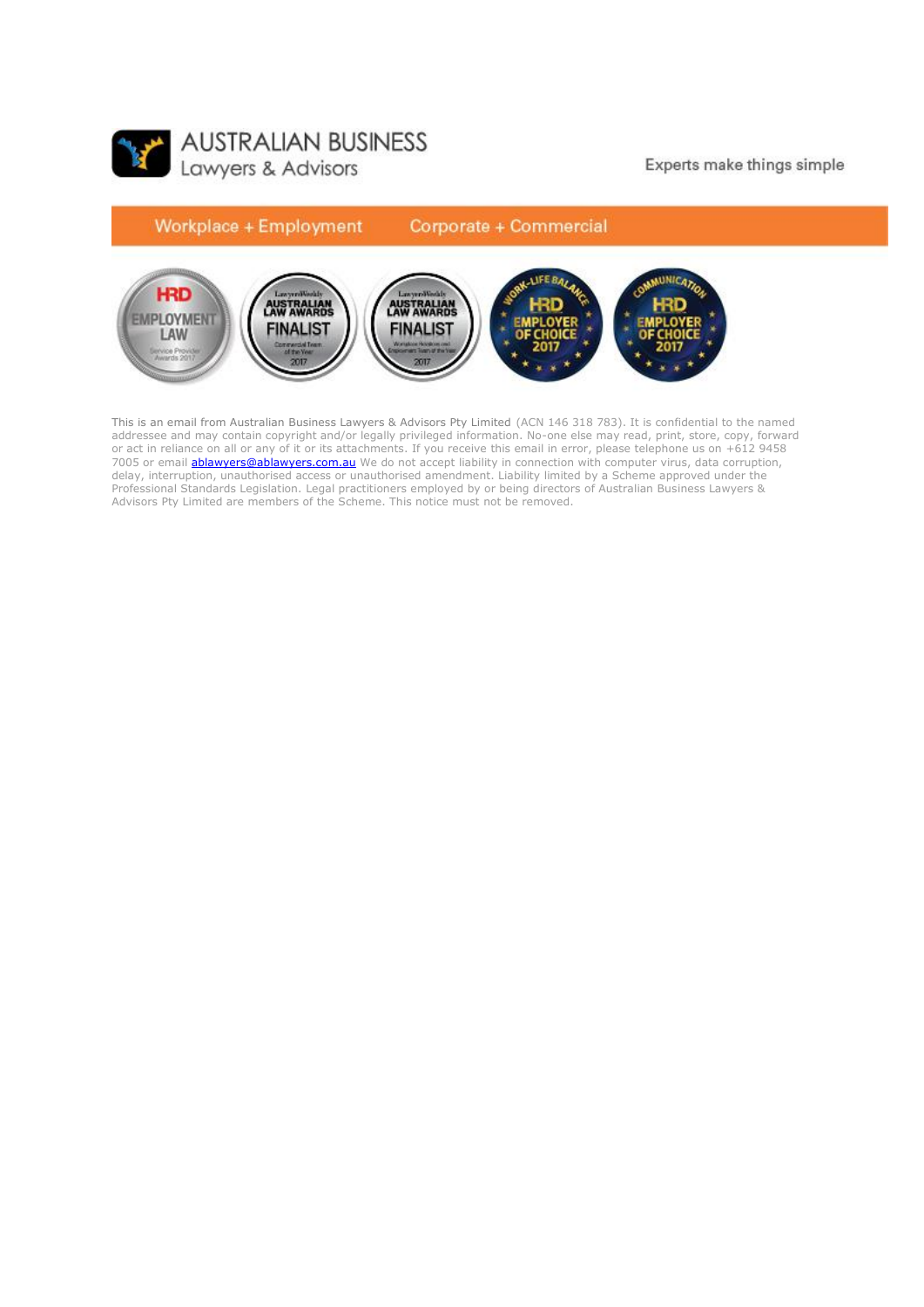AUSTRALIAN BUSINESS
Lawyers & Advisors

Experts make things simple

Workplace + Employment    Corporate + Commercial

This is an email from Australian Business Lawyers & Advisors Pty Limited (ACN 146 318 783). It is confidential to the named addressee and may contain copyright and/or legally privileged information. No-one else may read, print, store, copy, forward or act in reliance on all or any of it or its attachments. If you receive this email in error, please telephone us on +612 9458 7005 or email ablawyers@ablawyers.com.au We do not accept liability in connection with computer virus, data corruption, delay, interruption, unauthorised access or unauthorised amendment. Liability limited by a Scheme approved under the Professional Standards Legislation. Legal practitioners employed by or being directors of Australian Business Lawyers & Advisors Pty Limited are members of the Scheme. This notice must not be removed.